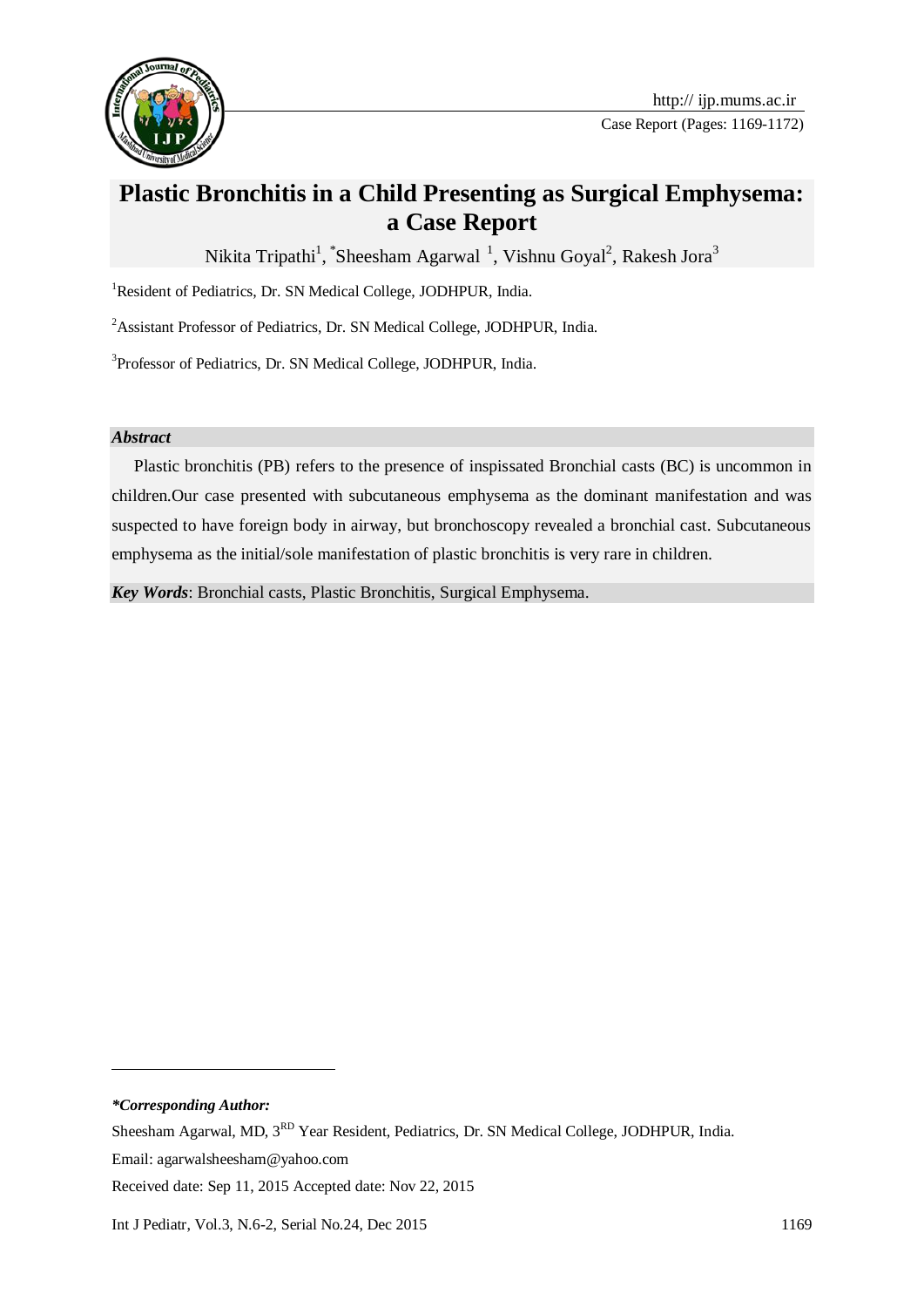# Plastic Bronchitis in a Child Presenting as Surgical Emphysema: a Case Report

Nikita Tripathi[1], *Sheesham Agarwal [1], Vishnu Goyal[2], Rakesh Jora[3]

[1]Resident of Pediatrics, Dr. SN Medical College, JODHPUR, India.

[2]Assistant Professor of Pediatrics, Dr. SN Medical College, JODHPUR, India.

[3]Professor of Pediatrics, Dr. SN Medical College, JODHPUR, India.

### *Abstract*

Plastic bronchitis (PB) refers to the presence of inspissated Bronchial casts (BC) is uncommon in children.Our case presented with subcutaneous emphysema as the dominant manifestation and was suspected to have foreign body in airway, but bronchoscopy revealed a bronchial cast. Subcutaneous emphysema as the initial/sole manifestation of plastic bronchitis is very rare in children.

***Key Words***: Bronchial casts, Plastic Bronchitis, Surgical Emphysema.

---

***Corresponding Author:***

Sheesham Agarwal, MD, 3[RD] Year Resident, Pediatrics, Dr. SN Medical College, JODHPUR, India.

Email: agarwalsheesham@yahoo.com

Received date: Sep 11, 2015 Accepted date: Nov 22, 2015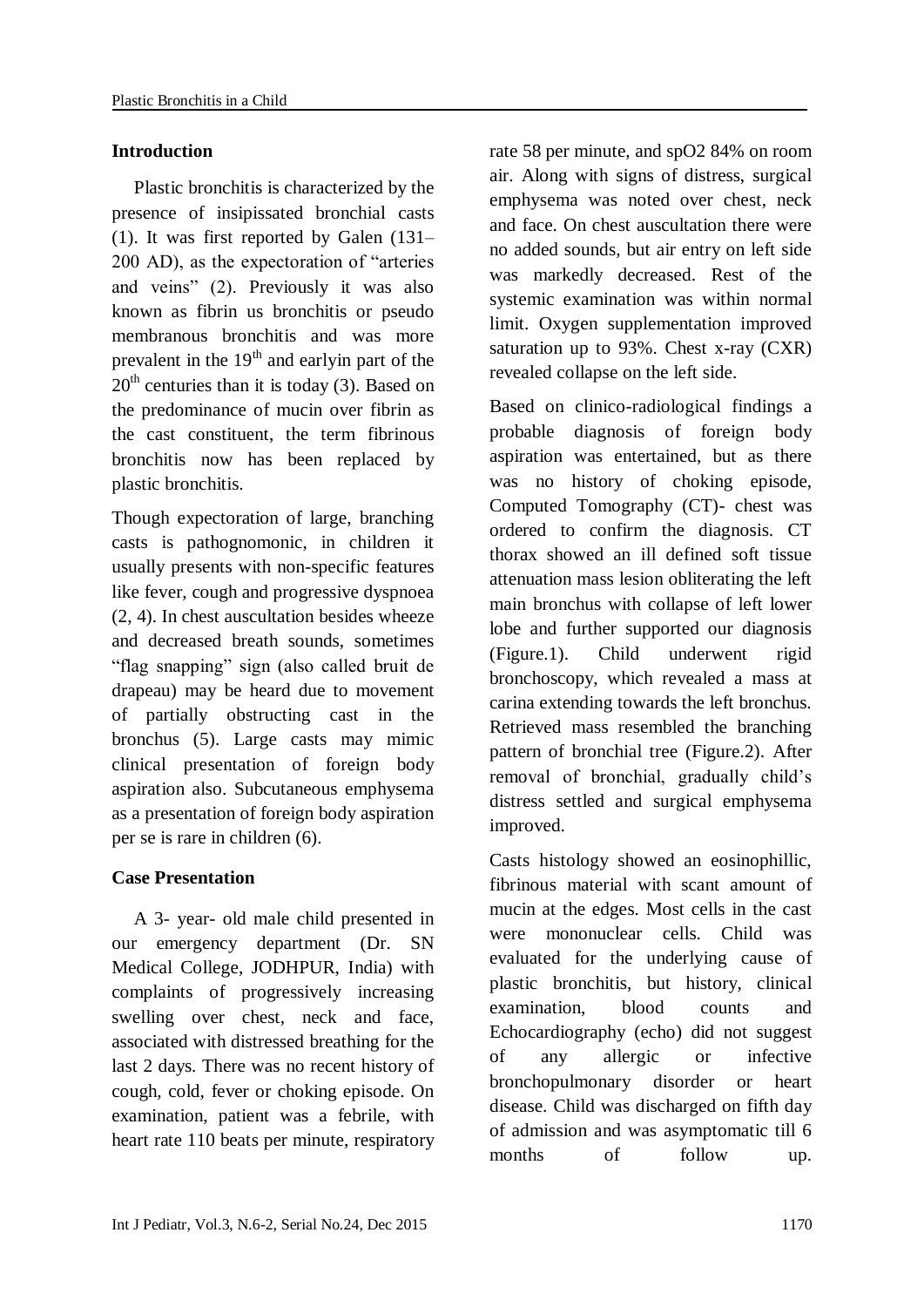## Introduction

Plastic bronchitis is characterized by the presence of insipissated bronchial casts (1). It was first reported by Galen (131–200 AD), as the expectoration of "arteries and veins" (2). Previously it was also known as fibrin us bronchitis or pseudo membranous bronchitis and was more prevalent in the 19th and earlyin part of the 20th centuries than it is today (3). Based on the predominance of mucin over fibrin as the cast constituent, the term fibrinous bronchitis now has been replaced by plastic bronchitis.

Though expectoration of large, branching casts is pathognomonic, in children it usually presents with non-specific features like fever, cough and progressive dyspnoea (2, 4). In chest auscultation besides wheeze and decreased breath sounds, sometimes "flag snapping" sign (also called bruit de drapeau) may be heard due to movement of partially obstructing cast in the bronchus (5). Large casts may mimic clinical presentation of foreign body aspiration also. Subcutaneous emphysema as a presentation of foreign body aspiration per se is rare in children (6).

## Case Presentation

A 3- year- old male child presented in our emergency department (Dr. SN Medical College, JODHPUR, India) with complaints of progressively increasing swelling over chest, neck and face, associated with distressed breathing for the last 2 days. There was no recent history of cough, cold, fever or choking episode. On examination, patient was a febrile, with heart rate 110 beats per minute, respiratory rate 58 per minute, and spO2 84% on room air. Along with signs of distress, surgical emphysema was noted over chest, neck and face. On chest auscultation there were no added sounds, but air entry on left side was markedly decreased. Rest of the systemic examination was within normal limit. Oxygen supplementation improved saturation up to 93%. Chest x-ray (CXR) revealed collapse on the left side.

Based on clinico-radiological findings a probable diagnosis of foreign body aspiration was entertained, but as there was no history of choking episode, Computed Tomography (CT)- chest was ordered to confirm the diagnosis. CT thorax showed an ill defined soft tissue attenuation mass lesion obliterating the left main bronchus with collapse of left lower lobe and further supported our diagnosis (Figure.1). Child underwent rigid bronchoscopy, which revealed a mass at carina extending towards the left bronchus. Retrieved mass resembled the branching pattern of bronchial tree (Figure.2). After removal of bronchial, gradually child's distress settled and surgical emphysema improved.

Casts histology showed an eosinophillic, fibrinous material with scant amount of mucin at the edges. Most cells in the cast were mononuclear cells. Child was evaluated for the underlying cause of plastic bronchitis, but history, clinical examination, blood counts and Echocardiography (echo) did not suggest of any allergic or infective bronchopulmonary disorder or heart disease. Child was discharged on fifth day of admission and was asymptomatic till 6 months of follow up.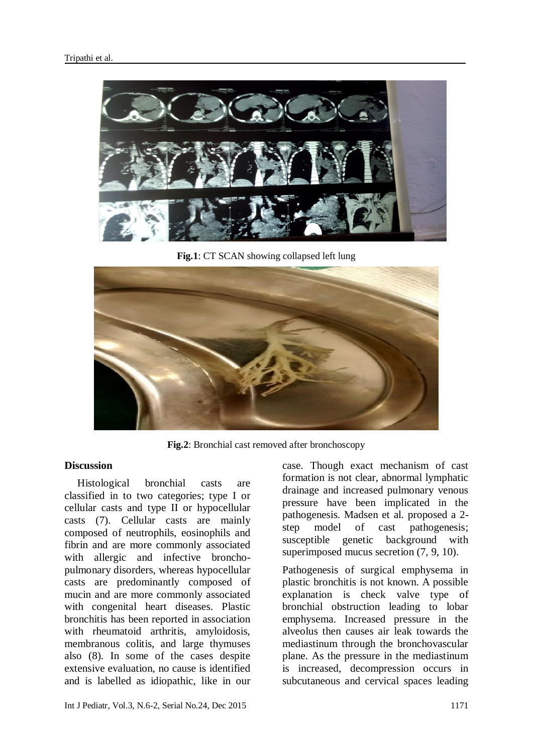**Fig.1**: CT SCAN showing collapsed left lung

**Fig.2**: Bronchial cast removed after bronchoscopy

## Discussion

Histological bronchial casts are classified in to two categories; type I or cellular casts and type II or hypocellular casts (7). Cellular casts are mainly composed of neutrophils, eosinophils and fibrin and are more commonly associated with allergic and infective broncho-pulmonary disorders, whereas hypocellular casts are predominantly composed of mucin and are more commonly associated with congenital heart diseases. Plastic bronchitis has been reported in association with rheumatoid arthritis, amyloidosis, membranous colitis, and large thymuses also (8). In some of the cases despite extensive evaluation, no cause is identified and is labelled as idiopathic, like in our case. Though exact mechanism of cast formation is not clear, abnormal lymphatic drainage and increased pulmonary venous pressure have been implicated in the pathogenesis. Madsen et al. proposed a 2-step model of cast pathogenesis; susceptible genetic background with superimposed mucus secretion (7, 9, 10).

Pathogenesis of surgical emphysema in plastic bronchitis is not known. A possible explanation is check valve type of bronchial obstruction leading to lobar emphysema. Increased pressure in the alveolus then causes air leak towards the mediastinum through the bronchovascular plane. As the pressure in the mediastinum is increased, decompression occurs in subcutaneous and cervical spaces leading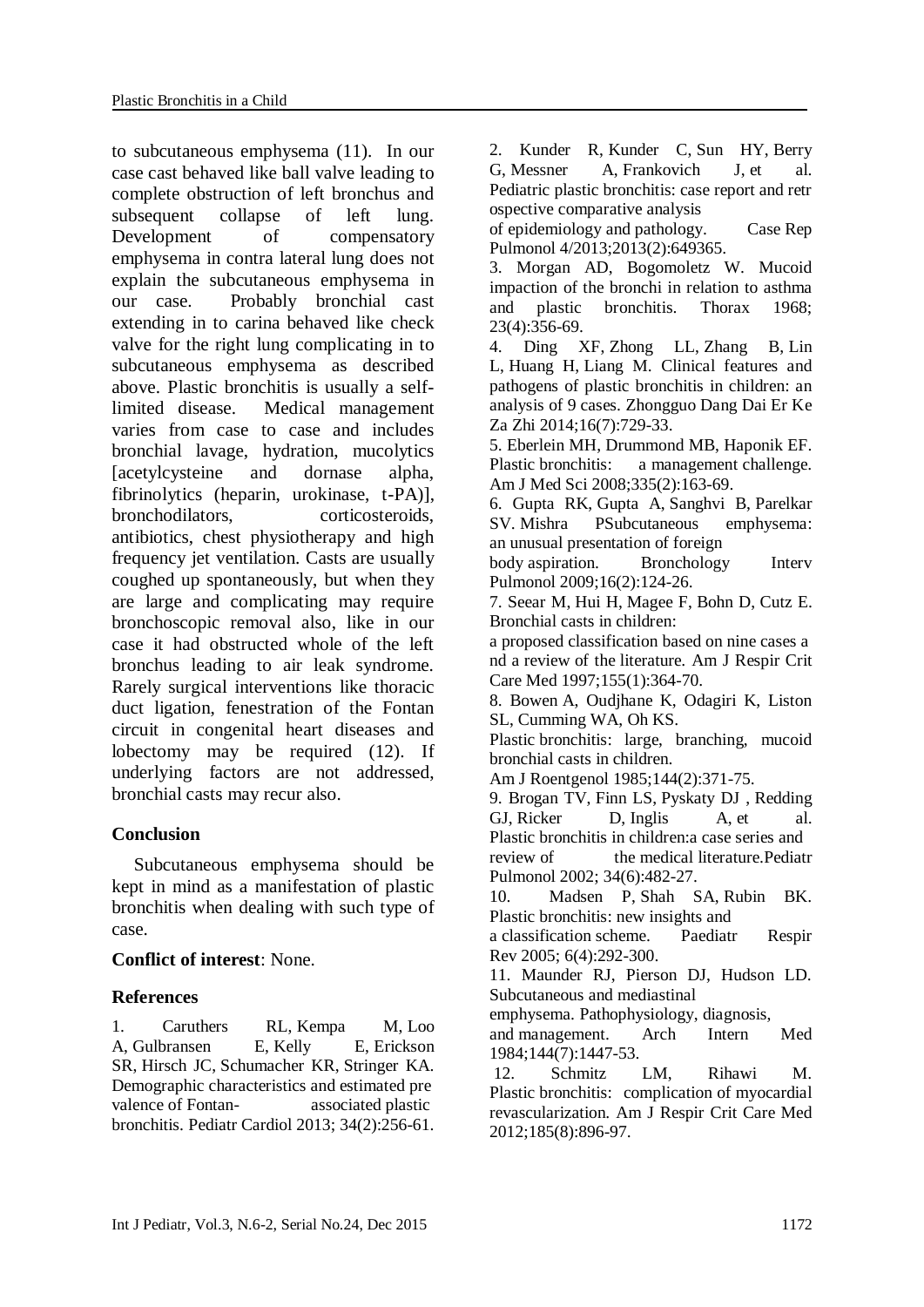to subcutaneous emphysema (11). In our case cast behaved like ball valve leading to complete obstruction of left bronchus and subsequent collapse of left lung. Development of compensatory emphysema in contra lateral lung does not explain the subcutaneous emphysema in our case. Probably bronchial cast extending in to carina behaved like check valve for the right lung complicating in to subcutaneous emphysema as described above. Plastic bronchitis is usually a self-limited disease. Medical management varies from case to case and includes bronchial lavage, hydration, mucolytics [acetylcysteine and dornase alpha, fibrinolytics (heparin, urokinase, t-PA)], bronchodilators, corticosteroids, antibiotics, chest physiotherapy and high frequency jet ventilation. Casts are usually coughed up spontaneously, but when they are large and complicating may require bronchoscopic removal also, like in our case it had obstructed whole of the left bronchus leading to air leak syndrome. Rarely surgical interventions like thoracic duct ligation, fenestration of the Fontan circuit in congenital heart diseases and lobectomy may be required (12). If underlying factors are not addressed, bronchial casts may recur also.

## Conclusion

Subcutaneous emphysema should be kept in mind as a manifestation of plastic bronchitis when dealing with such type of case.

**Conflict of interest**: None.

## References

1. Caruthers RL, Kempa M, Loo A, Gulbransen E, Kelly E, Erickson SR, Hirsch JC, Schumacher KR, Stringer KA. Demographic characteristics and estimated prevalence of Fontan-associated plastic bronchitis. Pediatr Cardiol 2013; 34(2):256-61.

2. Kunder R, Kunder C, Sun HY, Berry G, Messner A, Frankovich J, et al. Pediatric plastic bronchitis: case report and retrospective comparative analysis of epidemiology and pathology. Case Rep Pulmonol 4/2013;2013(2):649365.

3. Morgan AD, Bogomoletz W. Mucoid impaction of the bronchi in relation to asthma and plastic bronchitis. Thorax 1968; 23(4):356-69.

4. Ding XF, Zhong LL, Zhang B, Lin L, Huang H, Liang M. Clinical features and pathogens of plastic bronchitis in children: an analysis of 9 cases. Zhongguo Dang Dai Er Ke Za Zhi 2014;16(7):729-33.

5. Eberlein MH, Drummond MB, Haponik EF. Plastic bronchitis: a management challenge. Am J Med Sci 2008;335(2):163-69.

6. Gupta RK, Gupta A, Sanghvi B, Parelkar SV. Mishra PSubcutaneous emphysema: an unusual presentation of foreign body aspiration. Bronchology Interv Pulmonol 2009;16(2):124-26.

7. Seear M, Hui H, Magee F, Bohn D, Cutz E. Bronchial casts in children: a proposed classification based on nine cases and a review of the literature. Am J Respir Crit Care Med 1997;155(1):364-70.

8. Bowen A, Oudjhane K, Odagiri K, Liston SL, Cumming WA, Oh KS. Plastic bronchitis: large, branching, mucoid bronchial casts in children. Am J Roentgenol 1985;144(2):371-75.

9. Brogan TV, Finn LS, Pyskaty DJ , Redding GJ, Ricker D, Inglis A, et al. Plastic bronchitis in children:a case series and review of the medical literature.Pediatr Pulmonol 2002; 34(6):482-27.

10. Madsen P, Shah SA, Rubin BK. Plastic bronchitis: new insights and a classification scheme. Paediatr Respir Rev 2005; 6(4):292-300.

11. Maunder RJ, Pierson DJ, Hudson LD. Subcutaneous and mediastinal emphysema. Pathophysiology, diagnosis, and management. Arch Intern Med 1984;144(7):1447-53.

12. Schmitz LM, Rihawi M. Plastic bronchitis: complication of myocardial revascularization. Am J Respir Crit Care Med 2012;185(8):896-97.